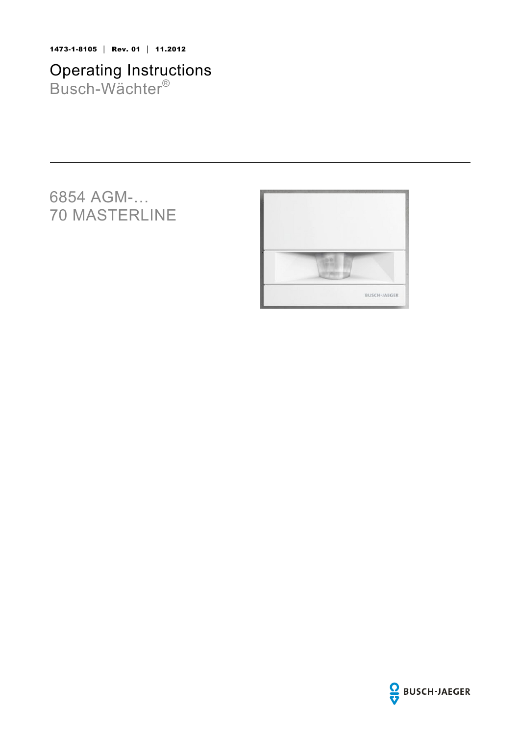1473-1-8105 | Rev. 01 | 11.2012

# Operating Instructions
## Busch-Wächter®

6854 AGM-…
70 MASTERLINE

BUSCH-JAEGER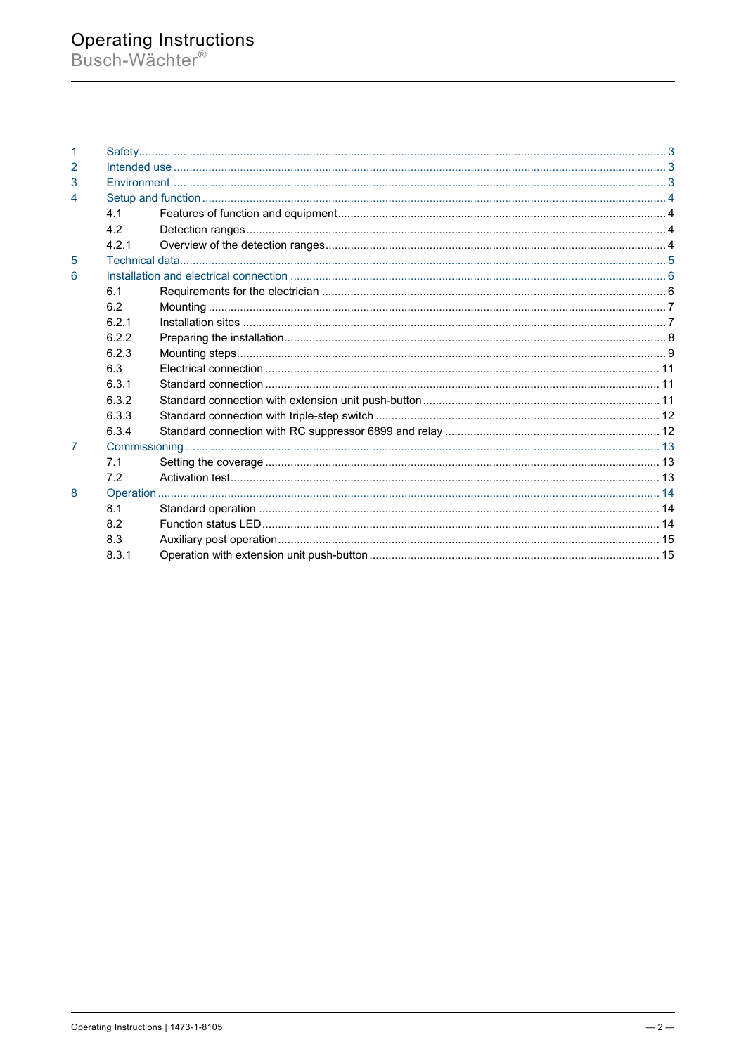| | | |
|---|---|---|
| 1 | Safety | 3 |
| 2 | Intended use | 3 |
| 3 | Environment | 3 |
| 4 | Setup and function | 4 |
| 4.1 | Features of function and equipment | 4 |
| 4.2 | Detection ranges | 4 |
| 4.2.1 | Overview of the detection ranges | 4 |
| 5 | Technical data | 5 |
| 6 | Installation and electrical connection | 6 |
| 6.1 | Requirements for the electrician | 6 |
| 6.2 | Mounting | 7 |
| 6.2.1 | Installation sites | 7 |
| 6.2.2 | Preparing the installation | 8 |
| 6.2.3 | Mounting steps | 9 |
| 6.3 | Electrical connection | 11 |
| 6.3.1 | Standard connection | 11 |
| 6.3.2 | Standard connection with extension unit push-button | 11 |
| 6.3.3 | Standard connection with triple-step switch | 12 |
| 6.3.4 | Standard connection with RC suppressor 6899 and relay | 12 |
| 7 | Commissioning | 13 |
| 7.1 | Setting the coverage | 13 |
| 7.2 | Activation test | 13 |
| 8 | Operation | 14 |
| 8.1 | Standard operation | 14 |
| 8.2 | Function status LED | 14 |
| 8.3 | Auxiliary post operation | 15 |
| 8.3.1 | Operation with extension unit push-button | 15 |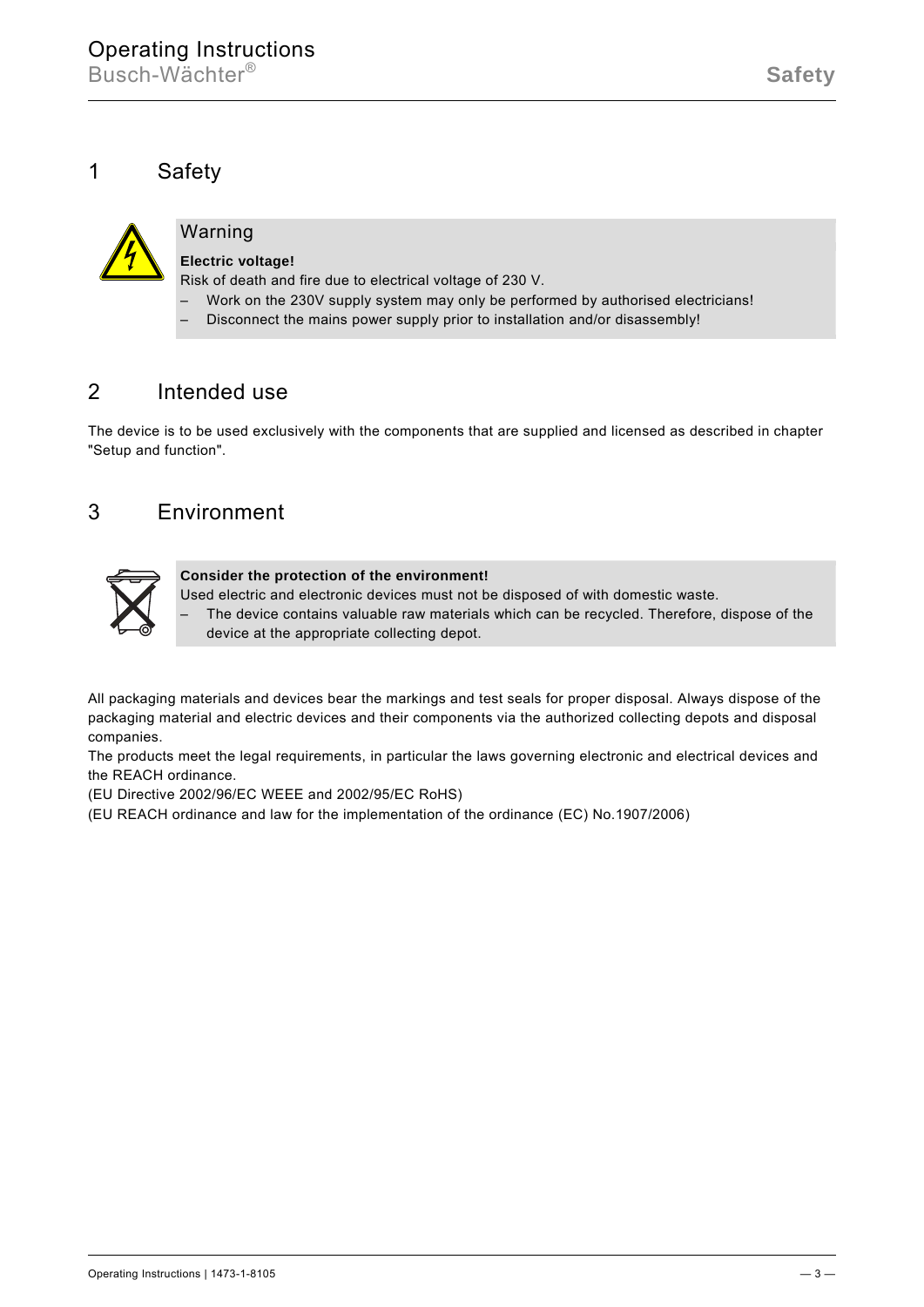# 1 Safety

**Warning**

**Electric voltage!**

Risk of death and fire due to electrical voltage of 230 V.

- Work on the 230V supply system may only be performed by authorised electricians!
- Disconnect the mains power supply prior to installation and/or disassembly!

# 2 Intended use

The device is to be used exclusively with the components that are supplied and licensed as described in chapter "Setup and function".

# 3 Environment

**Consider the protection of the environment!**

Used electric and electronic devices must not be disposed of with domestic waste.

- The device contains valuable raw materials which can be recycled. Therefore, dispose of the device at the appropriate collecting depot.

All packaging materials and devices bear the markings and test seals for proper disposal. Always dispose of the packaging material and electric devices and their components via the authorized collecting depots and disposal companies.

The products meet the legal requirements, in particular the laws governing electronic and electrical devices and the REACH ordinance.

(EU Directive 2002/96/EC WEEE and 2002/95/EC RoHS)

(EU REACH ordinance and law for the implementation of the ordinance (EC) No.1907/2006)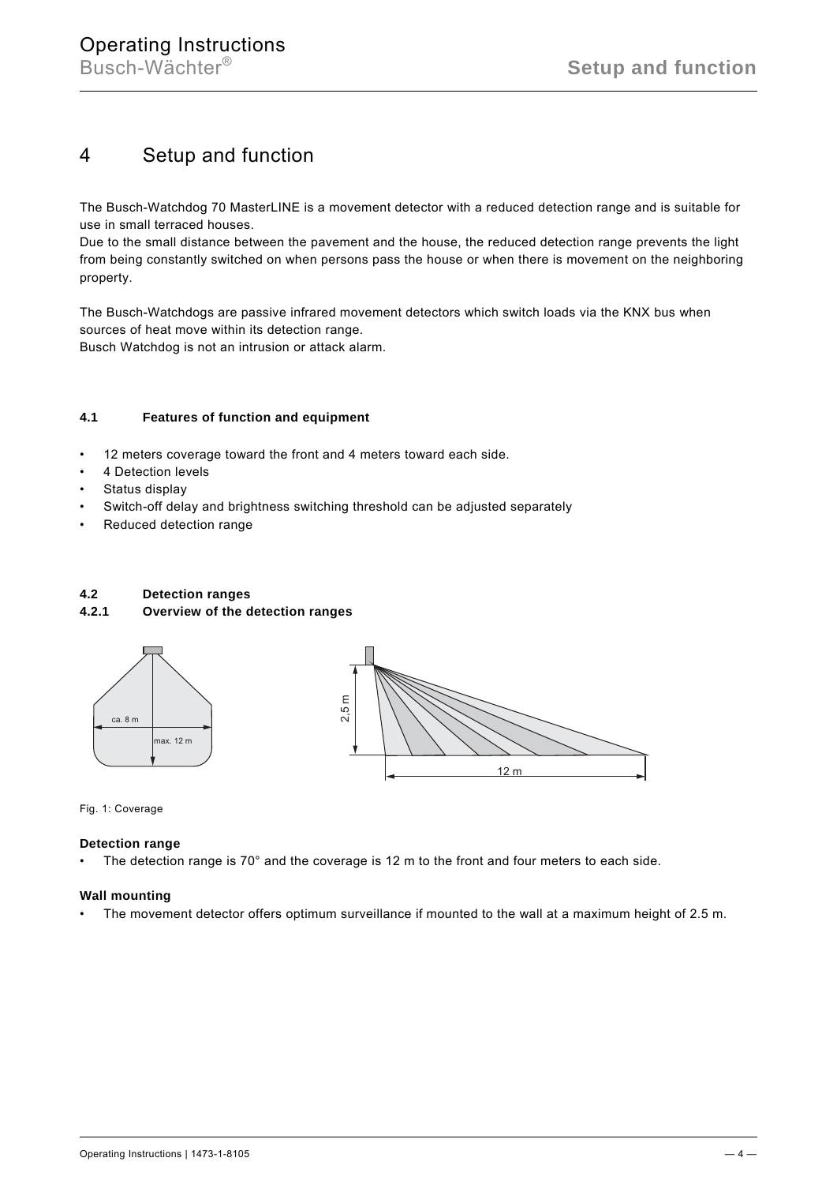# 4 Setup and function

The Busch-Watchdog 70 MasterLINE is a movement detector with a reduced detection range and is suitable for use in small terraced houses.
Due to the small distance between the pavement and the house, the reduced detection range prevents the light from being constantly switched on when persons pass the house or when there is movement on the neighboring property.

The Busch-Watchdogs are passive infrared movement detectors which switch loads via the KNX bus when sources of heat move within its detection range.
Busch Watchdog is not an intrusion or attack alarm.

## 4.1 Features of function and equipment

- 12 meters coverage toward the front and 4 meters toward each side.
- 4 Detection levels
- Status display
- Switch-off delay and brightness switching threshold can be adjusted separately
- Reduced detection range

## 4.2 Detection ranges

### 4.2.1 Overview of the detection ranges

ca. 8 m
max. 12 m
2,5 m
12 m

Fig. 1: Coverage

**Detection range**

- The detection range is 70° and the coverage is 12 m to the front and four meters to each side.

**Wall mounting**

- The movement detector offers optimum surveillance if mounted to the wall at a maximum height of 2.5 m.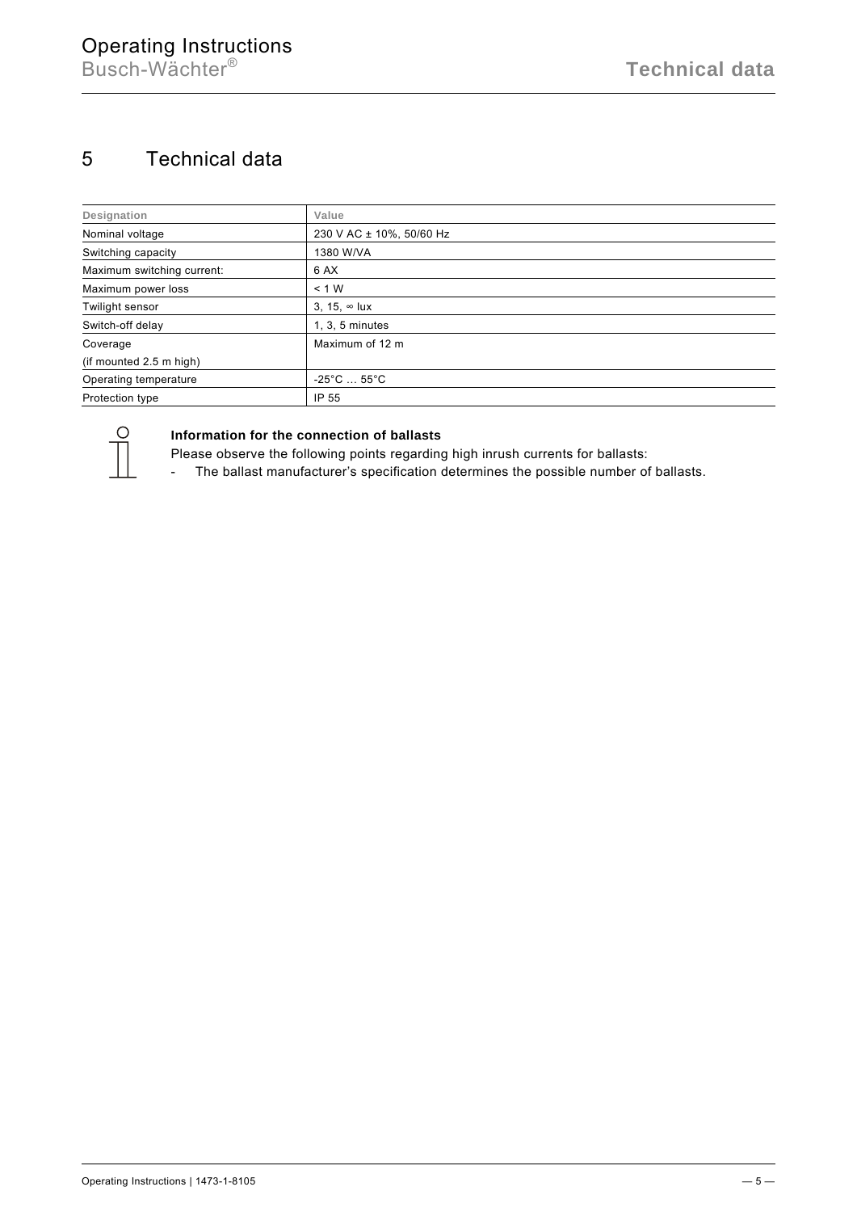# 5 Technical data

| Designation | Value |
|---|---|
| Nominal voltage | 230 V AC ± 10%, 50/60 Hz |
| Switching capacity | 1380 W/VA |
| Maximum switching current: | 6 AX |
| Maximum power loss | < 1 W |
| Twilight sensor | 3, 15, ∞ lux |
| Switch-off delay | 1, 3, 5 minutes |
| Coverage (if mounted 2.5 m high) | Maximum of 12 m |
| Operating temperature | -25°C … 55°C |
| Protection type | IP 55 |

**Information for the connection of ballasts**

Please observe the following points regarding high inrush currents for ballasts:

- The ballast manufacturer's specification determines the possible number of ballasts.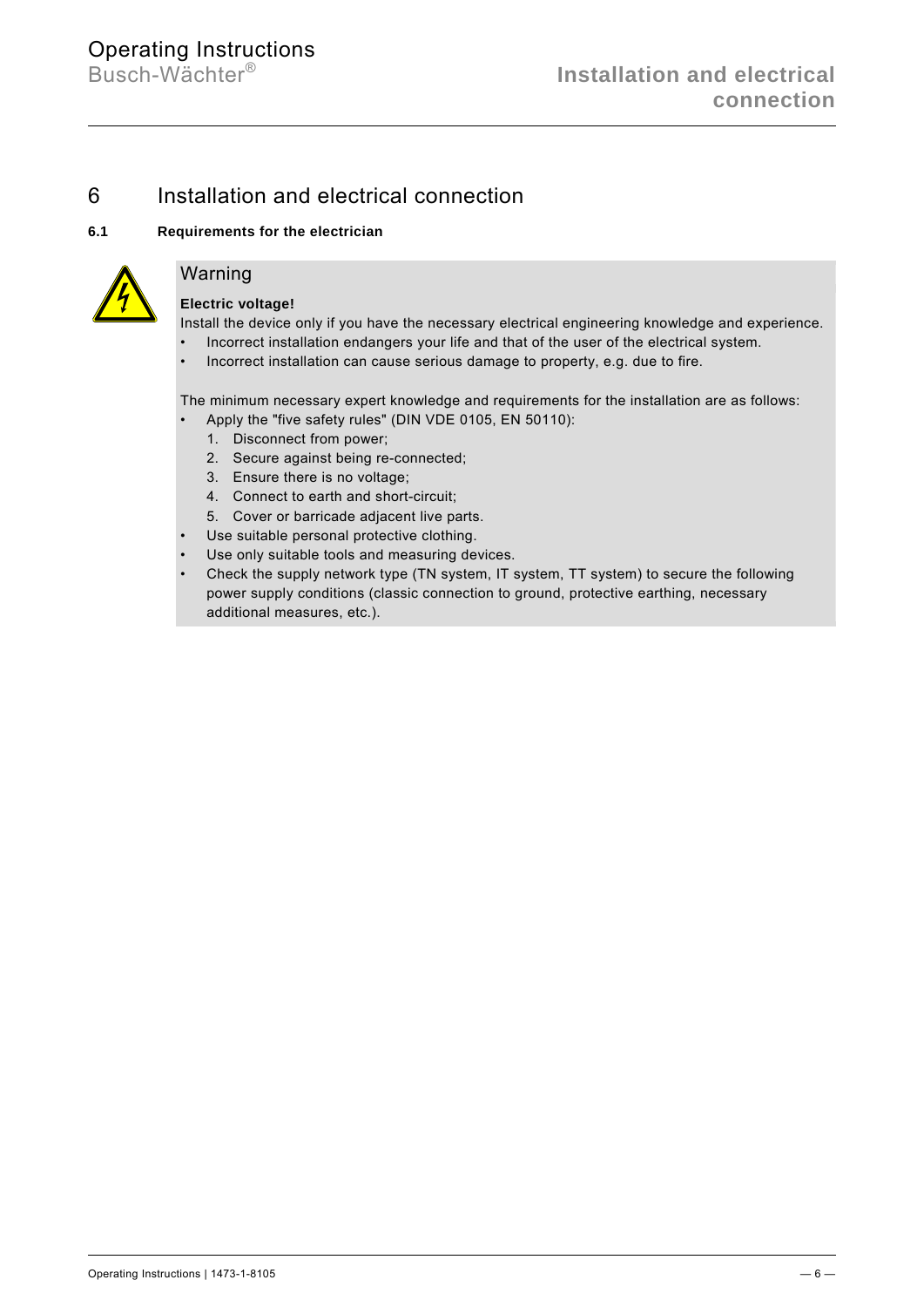# 6 Installation and electrical connection

## 6.1 Requirements for the electrician

Warning

**Electric voltage!**

Install the device only if you have the necessary electrical engineering knowledge and experience.

- Incorrect installation endangers your life and that of the user of the electrical system.
- Incorrect installation can cause serious damage to property, e.g. due to fire.

The minimum necessary expert knowledge and requirements for the installation are as follows:

- Apply the "five safety rules" (DIN VDE 0105, EN 50110):
  1. Disconnect from power;
  2. Secure against being re-connected;
  3. Ensure there is no voltage;
  4. Connect to earth and short-circuit;
  5. Cover or barricade adjacent live parts.
- Use suitable personal protective clothing.
- Use only suitable tools and measuring devices.
- Check the supply network type (TN system, IT system, TT system) to secure the following power supply conditions (classic connection to ground, protective earthing, necessary additional measures, etc.).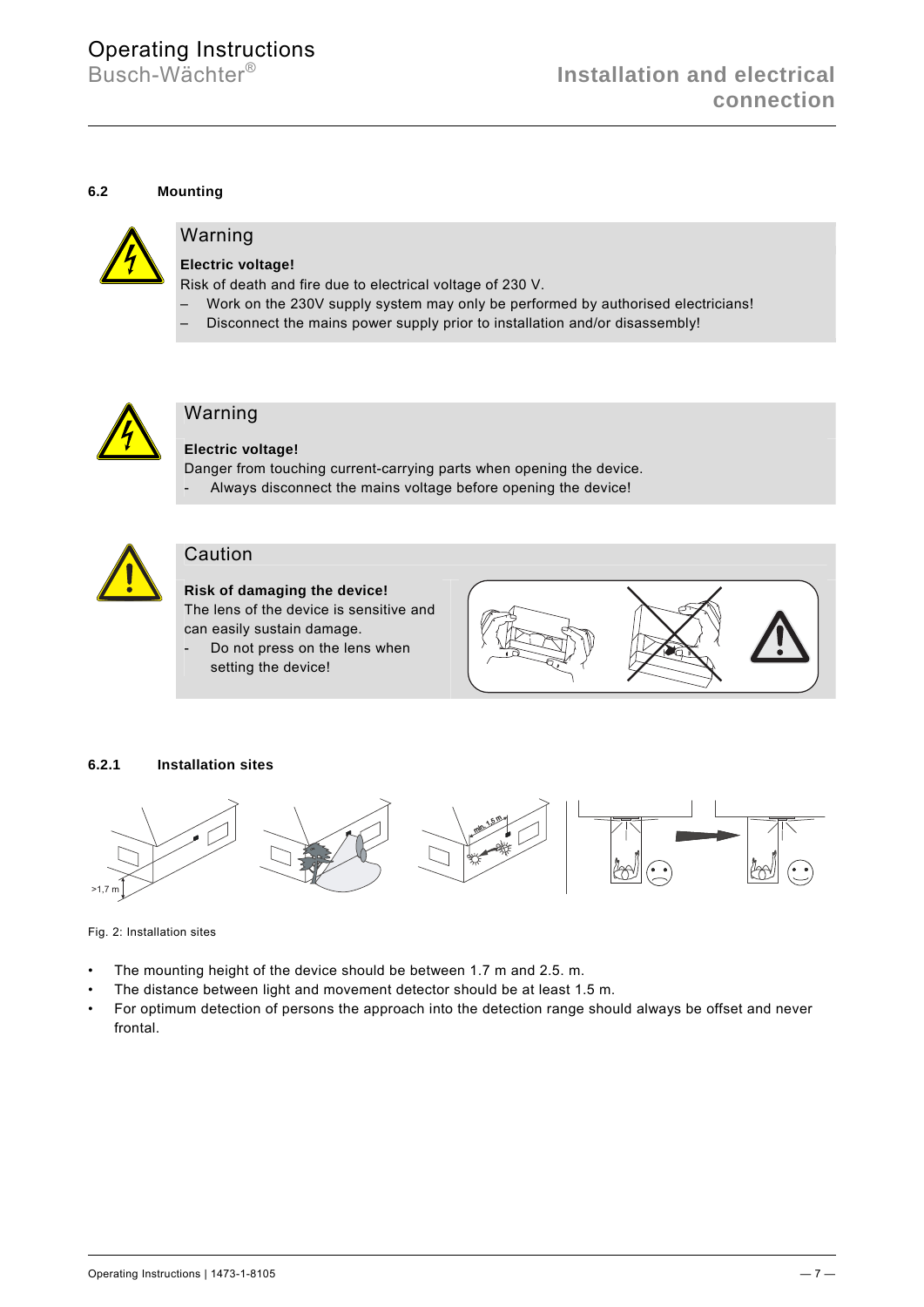## 6.2 Mounting

**Warning**

**Electric voltage!**
Risk of death and fire due to electrical voltage of 230 V.
– Work on the 230V supply system may only be performed by authorised electricians!
– Disconnect the mains power supply prior to installation and/or disassembly!

**Warning**

**Electric voltage!**
Danger from touching current-carrying parts when opening the device.
- Always disconnect the mains voltage before opening the device!

**Caution**

**Risk of damaging the device!**
The lens of the device is sensitive and can easily sustain damage.
- Do not press on the lens when setting the device!

### 6.2.1 Installation sites

>1,7 m

min. 1,5 m

Fig. 2: Installation sites

- The mounting height of the device should be between 1.7 m and 2.5. m.
- The distance between light and movement detector should be at least 1.5 m.
- For optimum detection of persons the approach into the detection range should always be offset and never frontal.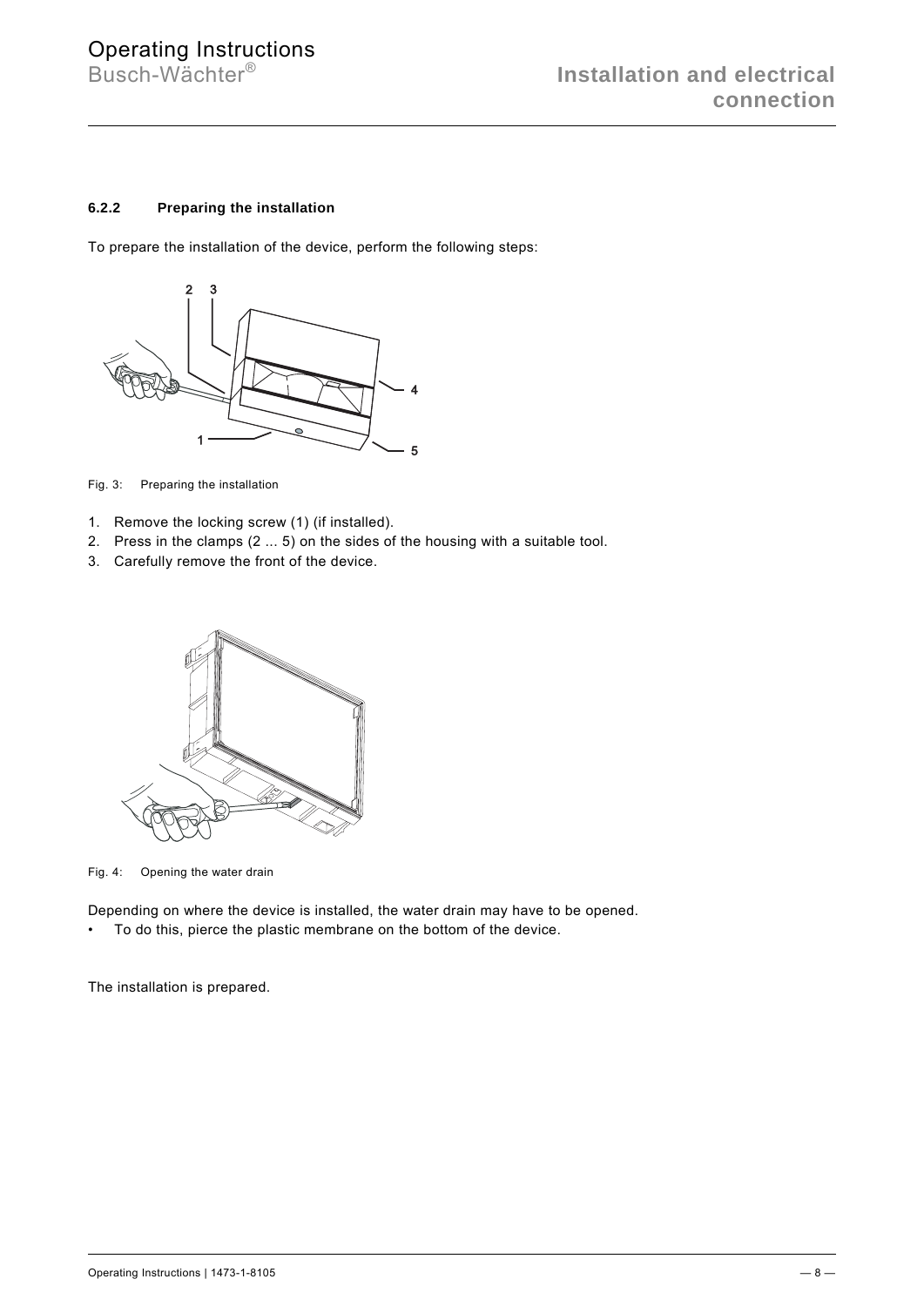#### 6.2.2 Preparing the installation

To prepare the installation of the device, perform the following steps:

2 3

4

1

5

Fig. 3: Preparing the installation

1. Remove the locking screw (1) (if installed).
2. Press in the clamps (2 ... 5) on the sides of the housing with a suitable tool.
3. Carefully remove the front of the device.

Fig. 4: Opening the water drain

Depending on where the device is installed, the water drain may have to be opened.

- To do this, pierce the plastic membrane on the bottom of the device.

The installation is prepared.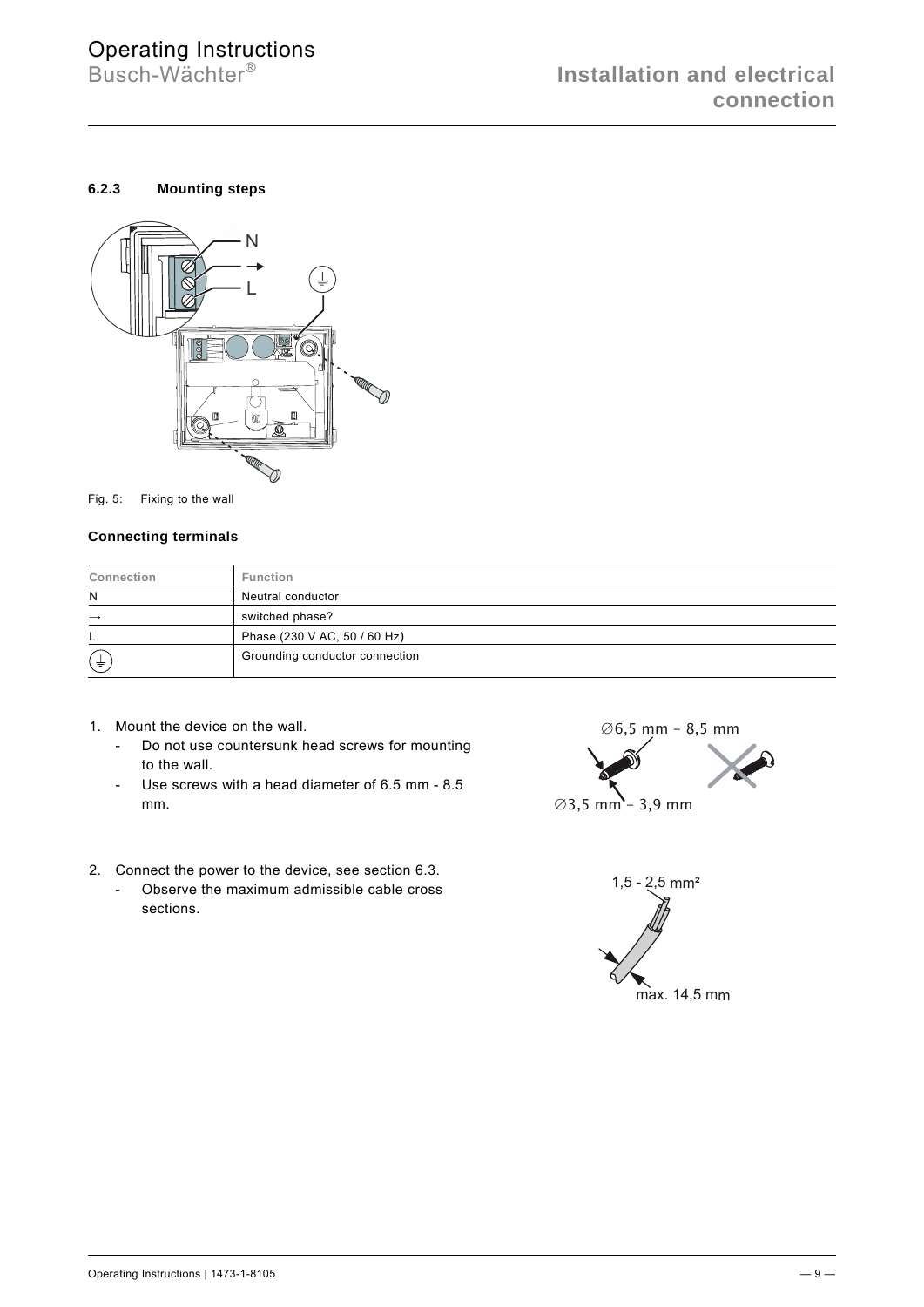### 6.2.3 Mounting steps

N

→

L

Fig. 5: Fixing to the wall

**Connecting terminals**

| Connection | Function |
| --- | --- |
| N | Neutral conductor |
| → | switched phase? |
| L | Phase (230 V AC, 50 / 60 Hz) |
| ⏚ | Grounding conductor connection |

1. Mount the device on the wall.
   - Do not use countersunk head screws for mounting to the wall.
   - Use screws with a head diameter of 6.5 mm - 8.5 mm.

∅6,5 mm – 8,5 mm

∅3,5 mm – 3,9 mm

2. Connect the power to the device, see section 6.3.
   - Observe the maximum admissible cable cross sections.

1,5 - 2,5 mm²

max. 14,5 mm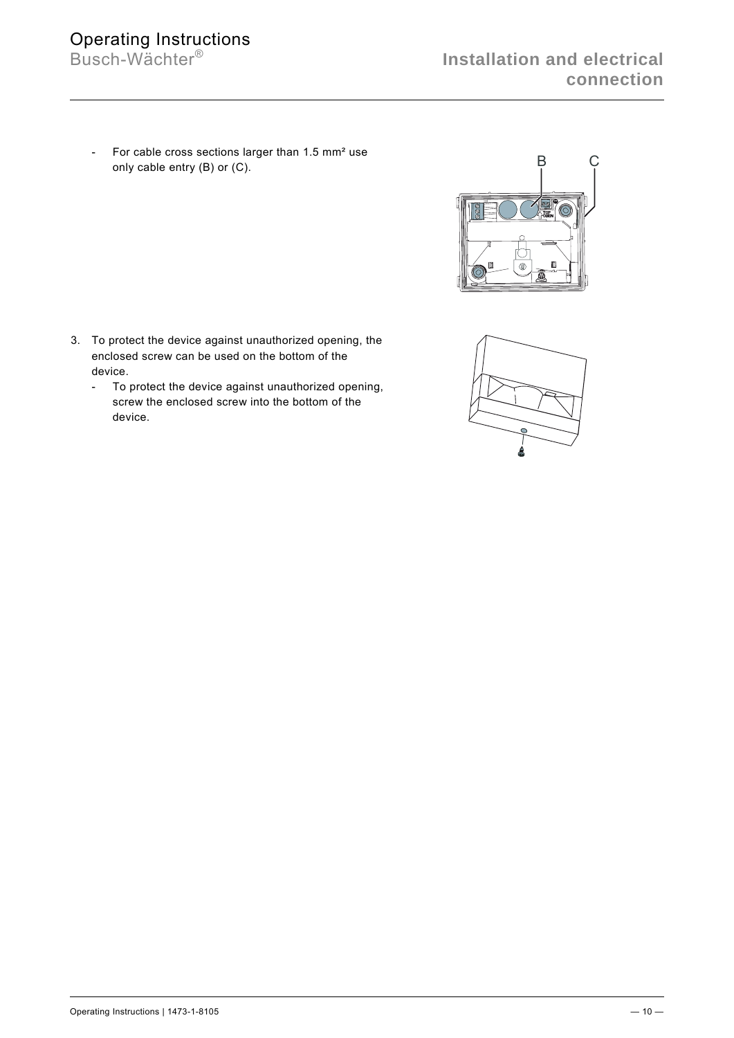- For cable cross sections larger than 1.5 mm² use only cable entry (B) or (C).

B C

3. To protect the device against unauthorized opening, the enclosed screw can be used on the bottom of the device.
   - To protect the device against unauthorized opening, screw the enclosed screw into the bottom of the device.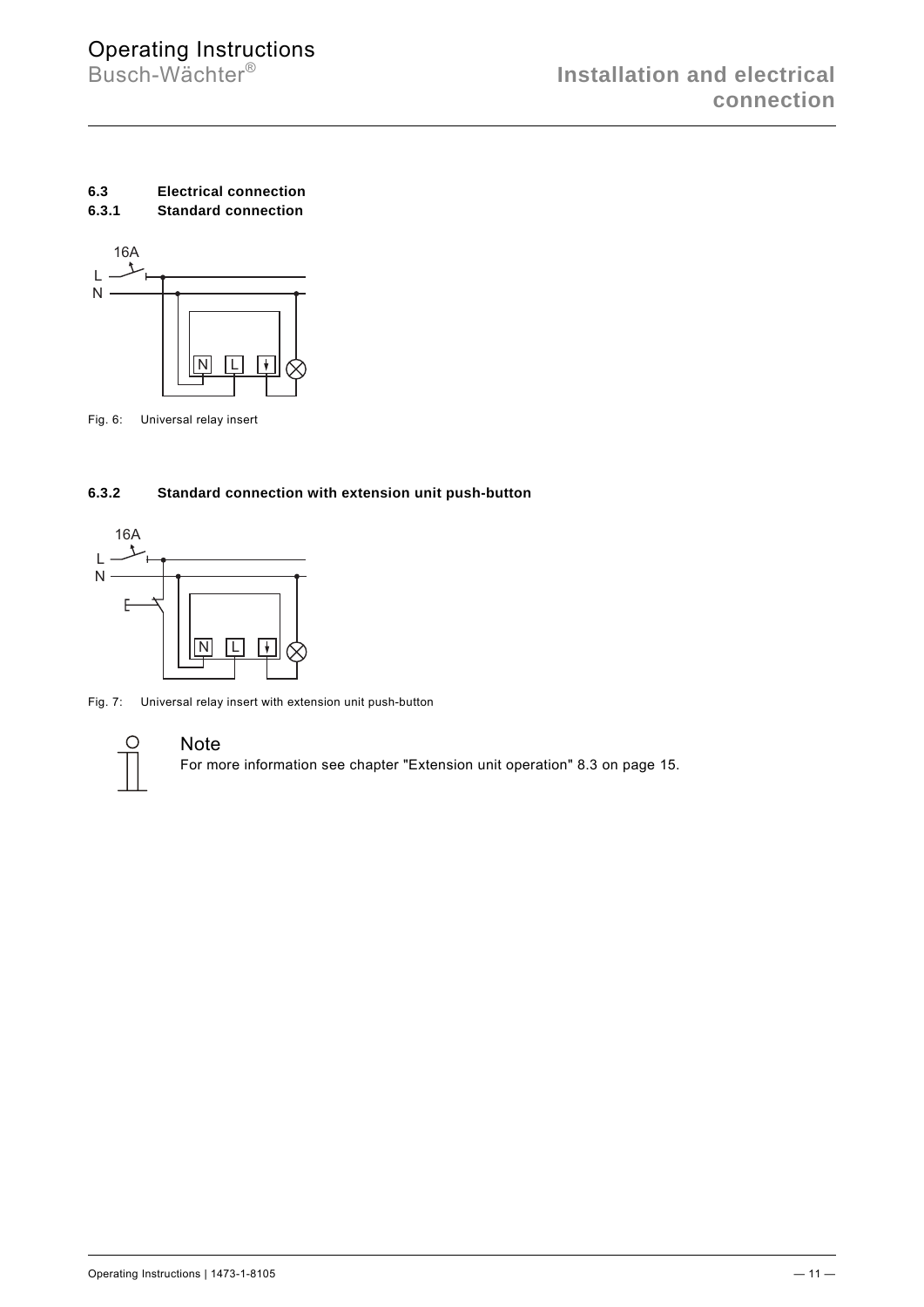### 6.3 Electrical connection

#### 6.3.1 Standard connection

16A
L
N
N L

Fig. 6: Universal relay insert

#### 6.3.2 Standard connection with extension unit push-button

16A
L
N
N L

Fig. 7: Universal relay insert with extension unit push-button

Note
For more information see chapter "Extension unit operation" 8.3 on page 15.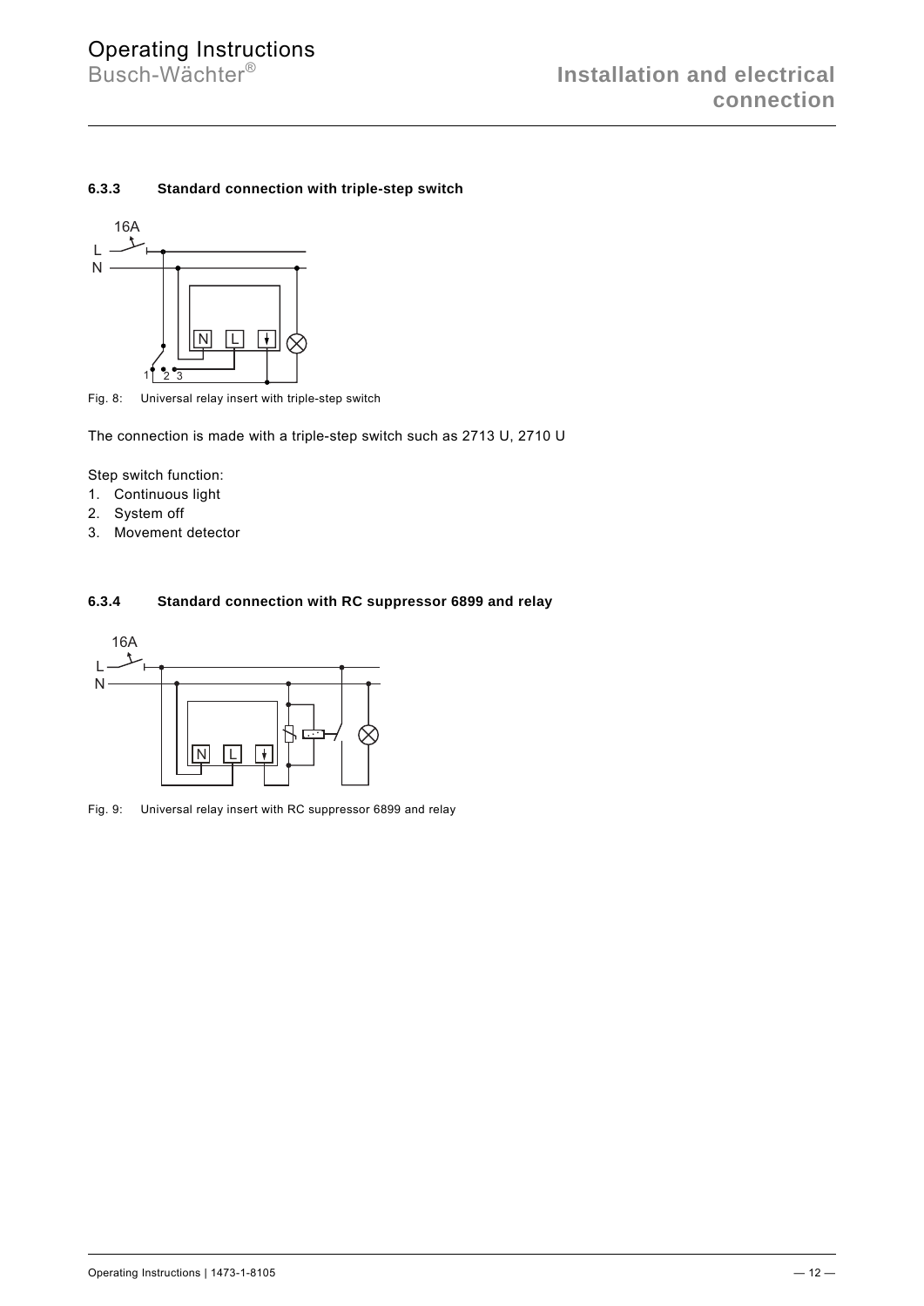### 6.3.3 Standard connection with triple-step switch

16A
L
N
N L
1 2 3

Fig. 8: Universal relay insert with triple-step switch

The connection is made with a triple-step switch such as 2713 U, 2710 U

Step switch function:

1. Continuous light
2. System off
3. Movement detector

### 6.3.4 Standard connection with RC suppressor 6899 and relay

16A
L
N
N L

Fig. 9: Universal relay insert with RC suppressor 6899 and relay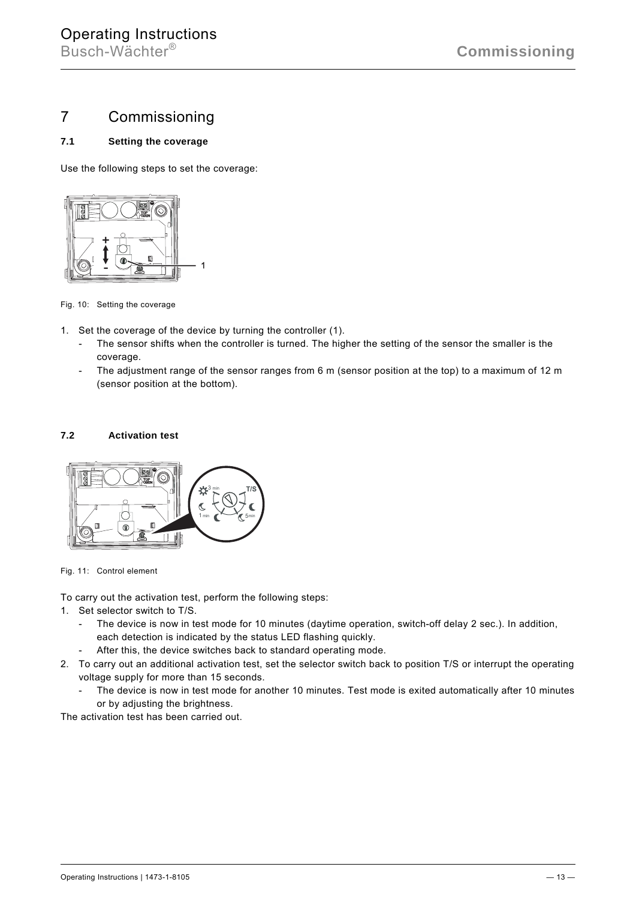# 7 Commissioning

## 7.1 Setting the coverage

Use the following steps to set the coverage:

Fig. 10: Setting the coverage

1. Set the coverage of the device by turning the controller (1).
   - The sensor shifts when the controller is turned. The higher the setting of the sensor the smaller is the coverage.
   - The adjustment range of the sensor ranges from 6 m (sensor position at the top) to a maximum of 12 m (sensor position at the bottom).

## 7.2 Activation test

Fig. 11: Control element

To carry out the activation test, perform the following steps:

1. Set selector switch to T/S.
   - The device is now in test mode for 10 minutes (daytime operation, switch-off delay 2 sec.). In addition, each detection is indicated by the status LED flashing quickly.
   - After this, the device switches back to standard operating mode.
2. To carry out an additional activation test, set the selector switch back to position T/S or interrupt the operating voltage supply for more than 15 seconds.
   - The device is now in test mode for another 10 minutes. Test mode is exited automatically after 10 minutes or by adjusting the brightness.

The activation test has been carried out.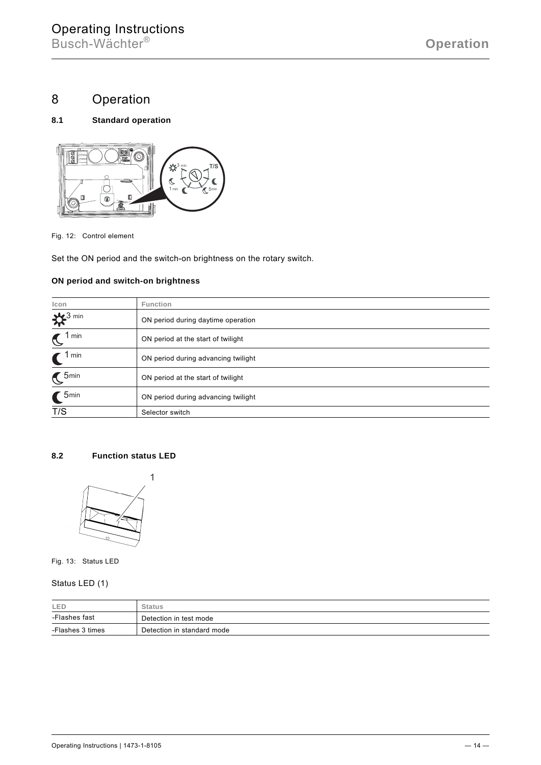# 8 Operation

## 8.1 Standard operation

Fig. 12: Control element

Set the ON period and the switch-on brightness on the rotary switch.

**ON period and switch-on brightness**

| Icon | Function |
| --- | --- |
| ☼ 3 min | ON period during daytime operation |
| ☾ 1 min | ON period at the start of twilight |
| ☾ 1 min | ON period during advancing twilight |
| ☾ 5min | ON period at the start of twilight |
| ☾ 5min | ON period during advancing twilight |
| T/S | Selector switch |

## 8.2 Function status LED

Fig. 13: Status LED

Status LED (1)

| LED | Status |
| --- | --- |
| -Flashes fast | Detection in test mode |
| -Flashes 3 times | Detection in standard mode |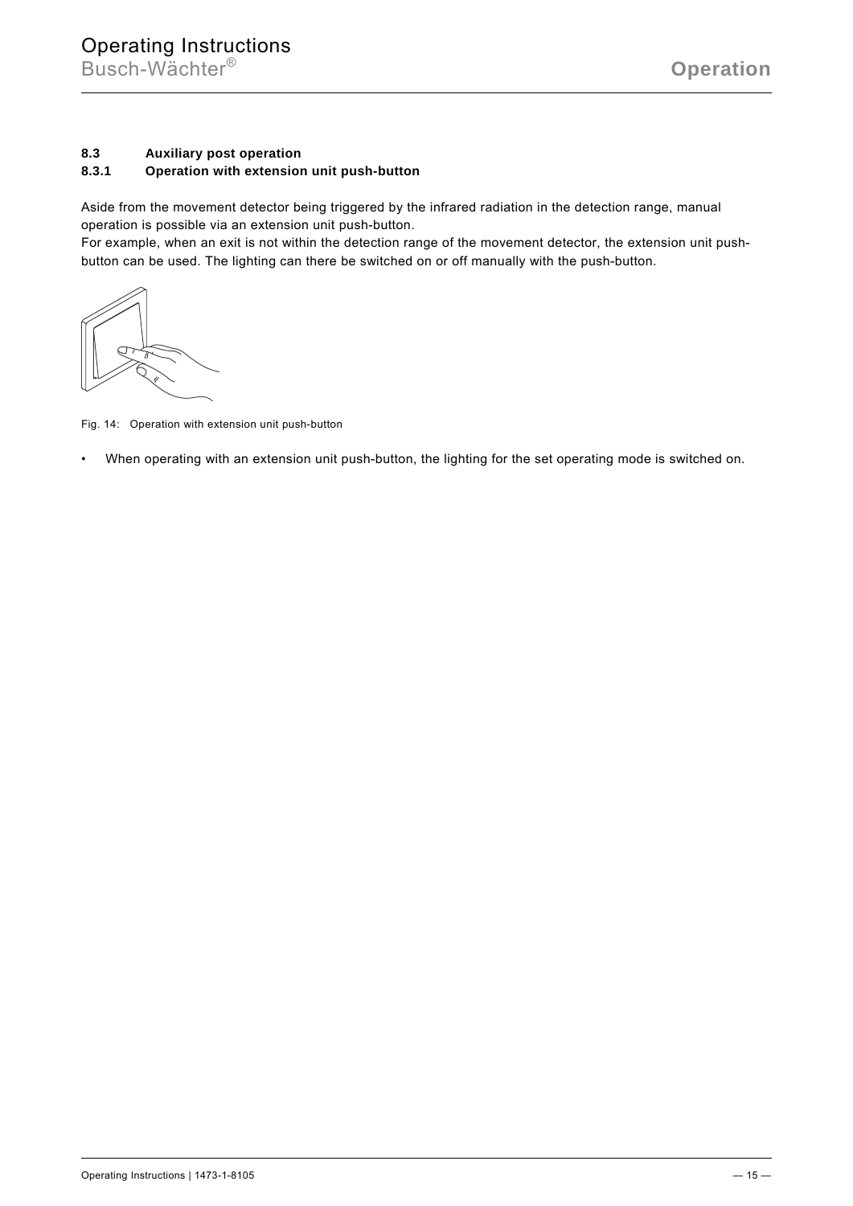### 8.3 Auxiliary post operation

#### 8.3.1 Operation with extension unit push-button

Aside from the movement detector being triggered by the infrared radiation in the detection range, manual operation is possible via an extension unit push-button.
For example, when an exit is not within the detection range of the movement detector, the extension unit push-button can be used. The lighting can there be switched on or off manually with the push-button.

Fig. 14: Operation with extension unit push-button

- When operating with an extension unit push-button, the lighting for the set operating mode is switched on.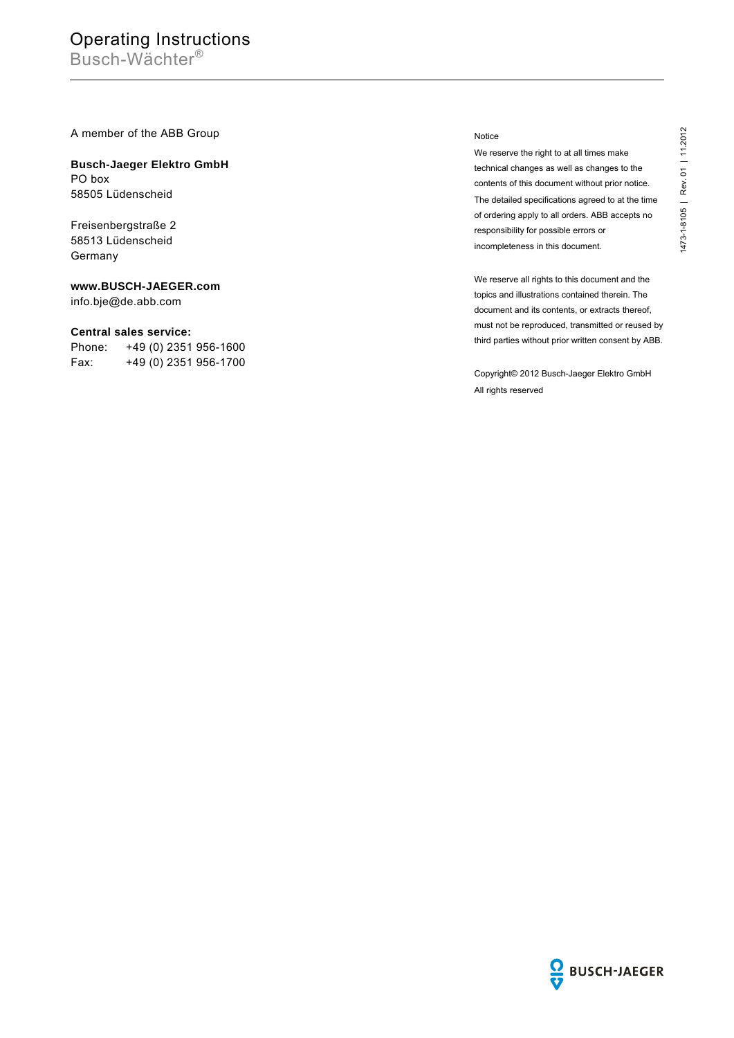# Operating Instructions
Busch-Wächter®

A member of the ABB Group

**Busch-Jaeger Elektro GmbH**
PO box
58505 Lüdenscheid

Freisenbergstraße 2
58513 Lüdenscheid
Germany

**www.BUSCH-JAEGER.com**
info.bje@de.abb.com

**Central sales service:**

Phone: +49 (0) 2351 956-1600
Fax: +49 (0) 2351 956-1700

Notice

We reserve the right to at all times make technical changes as well as changes to the contents of this document without prior notice. The detailed specifications agreed to at the time of ordering apply to all orders. ABB accepts no responsibility for possible errors or incompleteness in this document.

We reserve all rights to this document and the topics and illustrations contained therein. The document and its contents, or extracts thereof, must not be reproduced, transmitted or reused by third parties without prior written consent by ABB.

Copyright© 2012 Busch-Jaeger Elektro GmbH
All rights reserved

1473-1-8105 | Rev. 01 | 11.2012

BUSCH-JAEGER